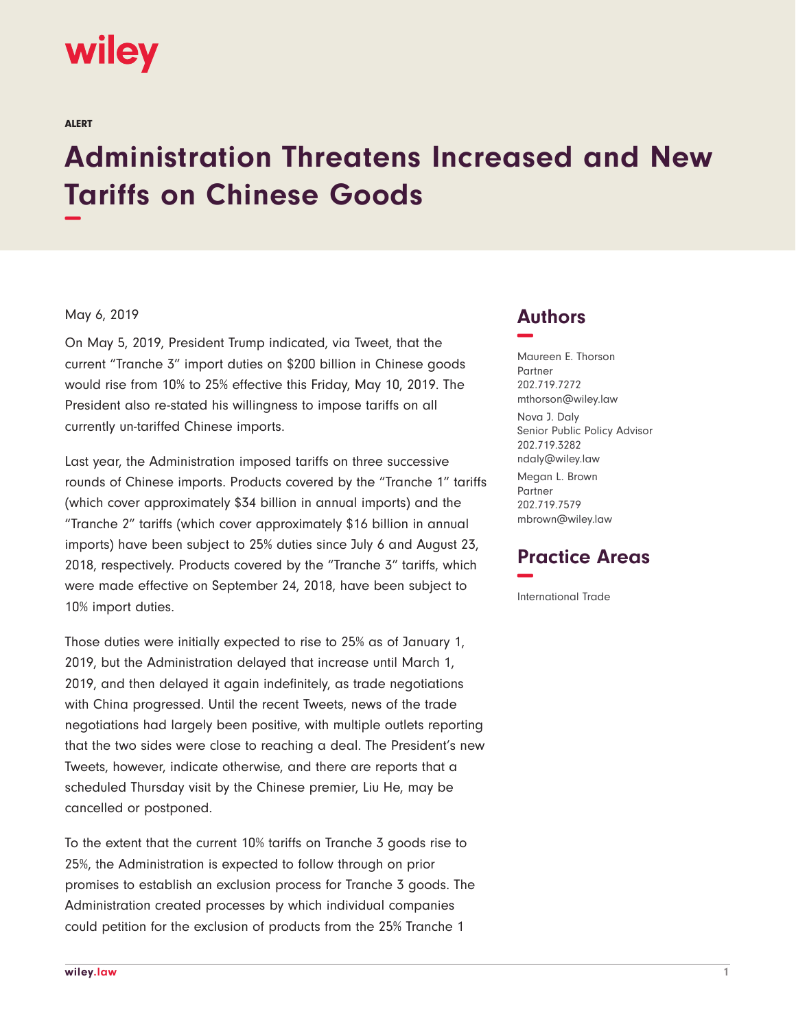wiley

ALERT

# Administration Threatens Increased and New Tariffs on Chinese Goods

May 6, 2019

On May 5, 2019, President Trump indicated, via Tweet, that the current "Tranche 3" import duties on $200 billion in Chinese goods would rise from 10% to 25% effective this Friday, May 10, 2019. The President also re-stated his willingness to impose tariffs on all currently un-tariffed Chinese imports.

Last year, the Administration imposed tariffs on three successive rounds of Chinese imports. Products covered by the "Tranche 1" tariffs (which cover approximately $34 billion in annual imports) and the "Tranche 2" tariffs (which cover approximately $16 billion in annual imports) have been subject to 25% duties since July 6 and August 23, 2018, respectively. Products covered by the "Tranche 3" tariffs, which were made effective on September 24, 2018, have been subject to 10% import duties.

Those duties were initially expected to rise to 25% as of January 1, 2019, but the Administration delayed that increase until March 1, 2019, and then delayed it again indefinitely, as trade negotiations with China progressed. Until the recent Tweets, news of the trade negotiations had largely been positive, with multiple outlets reporting that the two sides were close to reaching a deal. The President's new Tweets, however, indicate otherwise, and there are reports that a scheduled Thursday visit by the Chinese premier, Liu He, may be cancelled or postponed.

To the extent that the current 10% tariffs on Tranche 3 goods rise to 25%, the Administration is expected to follow through on prior promises to establish an exclusion process for Tranche 3 goods. The Administration created processes by which individual companies could petition for the exclusion of products from the 25% Tranche 1

## Authors

Maureen E. Thorson
Partner
202.719.7272
mthorson@wiley.law

Nova J. Daly
Senior Public Policy Advisor
202.719.3282
ndaly@wiley.law

Megan L. Brown
Partner
202.719.7579
mbrown@wiley.law

## Practice Areas

International Trade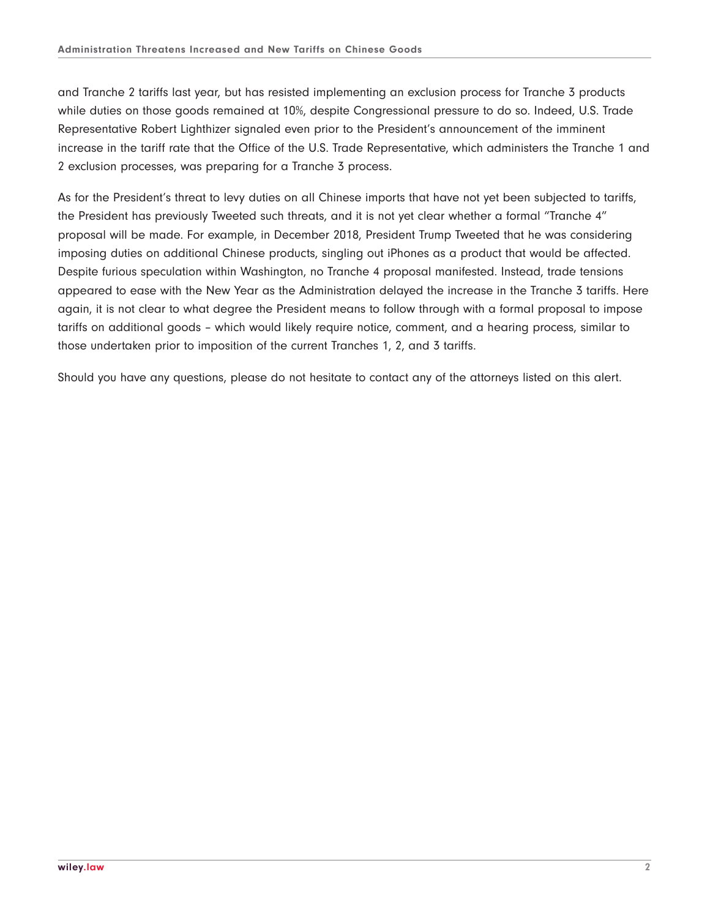and Tranche 2 tariffs last year, but has resisted implementing an exclusion process for Tranche 3 products while duties on those goods remained at 10%, despite Congressional pressure to do so. Indeed, U.S. Trade Representative Robert Lighthizer signaled even prior to the President's announcement of the imminent increase in the tariff rate that the Office of the U.S. Trade Representative, which administers the Tranche 1 and 2 exclusion processes, was preparing for a Tranche 3 process.

As for the President's threat to levy duties on all Chinese imports that have not yet been subjected to tariffs, the President has previously Tweeted such threats, and it is not yet clear whether a formal "Tranche 4" proposal will be made. For example, in December 2018, President Trump Tweeted that he was considering imposing duties on additional Chinese products, singling out iPhones as a product that would be affected. Despite furious speculation within Washington, no Tranche 4 proposal manifested. Instead, trade tensions appeared to ease with the New Year as the Administration delayed the increase in the Tranche 3 tariffs. Here again, it is not clear to what degree the President means to follow through with a formal proposal to impose tariffs on additional goods – which would likely require notice, comment, and a hearing process, similar to those undertaken prior to imposition of the current Tranches 1, 2, and 3 tariffs.

Should you have any questions, please do not hesitate to contact any of the attorneys listed on this alert.